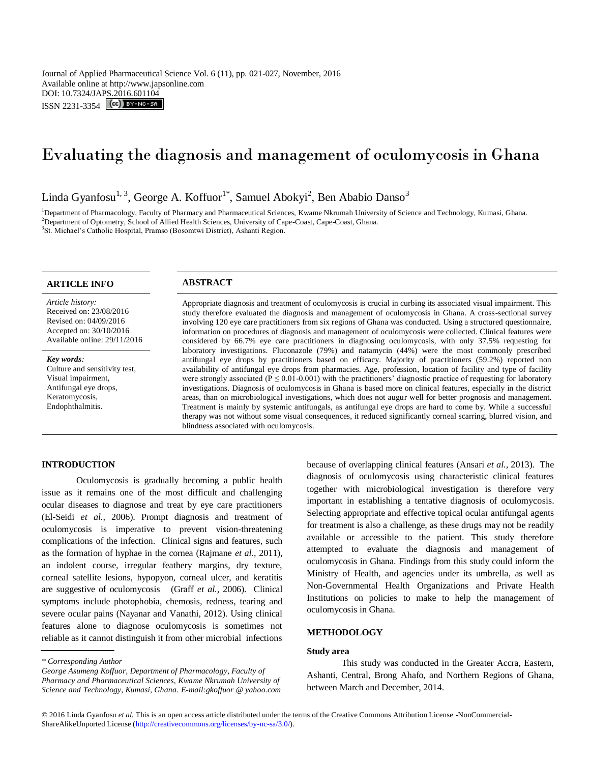# Evaluating the diagnosis and management of oculomycosis in Ghana

Linda Gyanfosu[1, 3], George A. Koffuor[1*], Samuel Abokyi[2], Ben Ababio Danso[3]

[1]Department of Pharmacology, Faculty of Pharmacy and Pharmaceutical Sciences, Kwame Nkrumah University of Science and Technology, Kumasi, Ghana.
[2]Department of Optometry, School of Allied Health Sciences, University of Cape-Coast, Cape-Coast, Ghana.
[3]St. Michael's Catholic Hospital, Pramso (Bosomtwi District), Ashanti Region.

## ARTICLE INFO

*Article history:*
Received on: 23/08/2016
Revised on: 04/09/2016
Accepted on: 30/10/2016
Available online: 29/11/2016

*Key words:*
Culture and sensitivity test, Visual impairment, Antifungal eye drops, Keratomycosis, Endophthalmitis.

## ABSTRACT

Appropriate diagnosis and treatment of oculomycosis is crucial in curbing its associated visual impairment. This study therefore evaluated the diagnosis and management of oculomycosis in Ghana. A cross-sectional survey involving 120 eye care practitioners from six regions of Ghana was conducted. Using a structured questionnaire, information on procedures of diagnosis and management of oculomycosis were collected. Clinical features were considered by 66.7% eye care practitioners in diagnosing oculomycosis, with only 37.5% requesting for laboratory investigations. Fluconazole (79%) and natamycin (44%) were the most commonly prescribed antifungal eye drops by practitioners based on efficacy. Majority of practitioners (59.2%) reported non availability of antifungal eye drops from pharmacies. Age, profession, location of facility and type of facility were strongly associated ($P \leq 0.01$-$0.001$) with the practitioners' diagnostic practice of requesting for laboratory investigations. Diagnosis of oculomycosis in Ghana is based more on clinical features, especially in the district areas, than on microbiological investigations, which does not augur well for better prognosis and management. Treatment is mainly by systemic antifungals, as antifungal eye drops are hard to come by. While a successful therapy was not without some visual consequences, it reduced significantly corneal scarring, blurred vision, and blindness associated with oculomycosis.

## INTRODUCTION

Oculomycosis is gradually becoming a public health issue as it remains one of the most difficult and challenging ocular diseases to diagnose and treat by eye care practitioners (El-Seidi *et al.,* 2006). Prompt diagnosis and treatment of oculomycosis is imperative to prevent vision-threatening complications of the infection. Clinical signs and features, such as the formation of hyphae in the cornea (Rajmane *et al.,* 2011), an indolent course, irregular feathery margins, dry texture, corneal satellite lesions, hypopyon, corneal ulcer, and keratitis are suggestive of oculomycosis (Graff *et al.,* 2006). Clinical symptoms include photophobia, chemosis, redness, tearing and severe ocular pains (Nayanar and Vanathi, 2012). Using clinical features alone to diagnose oculomycosis is sometimes not reliable as it cannot distinguish it from other microbial infections because of overlapping clinical features (Ansari *et al.,* 2013). The diagnosis of oculomycosis using characteristic clinical features together with microbiological investigation is therefore very important in establishing a tentative diagnosis of oculomycosis. Selecting appropriate and effective topical ocular antifungal agents for treatment is also a challenge, as these drugs may not be readily available or accessible to the patient. This study therefore attempted to evaluate the diagnosis and management of oculomycosis in Ghana. Findings from this study could inform the Ministry of Health, and agencies under its umbrella, as well as Non-Governmental Health Organizations and Private Health Institutions on policies to make to help the management of oculomycosis in Ghana.

## METHODOLOGY

### Study area

This study was conducted in the Greater Accra, Eastern, Ashanti, Central, Brong Ahafo, and Northern Regions of Ghana, between March and December, 2014.

---

*\* Corresponding Author*
*George Asumeng Koffuor, Department of Pharmacology, Faculty of Pharmacy and Pharmaceutical Sciences, Kwame Nkrumah University of Science and Technology, Kumasi, Ghana. E-mail:gkoffuor @ yahoo.com*

© 2016 Linda Gyanfosu *et al.* This is an open access article distributed under the terms of the Creative Commons Attribution License -NonCommercial-ShareAlikeUnported License (http://creativecommons.org/licenses/by-nc-sa/3.0/).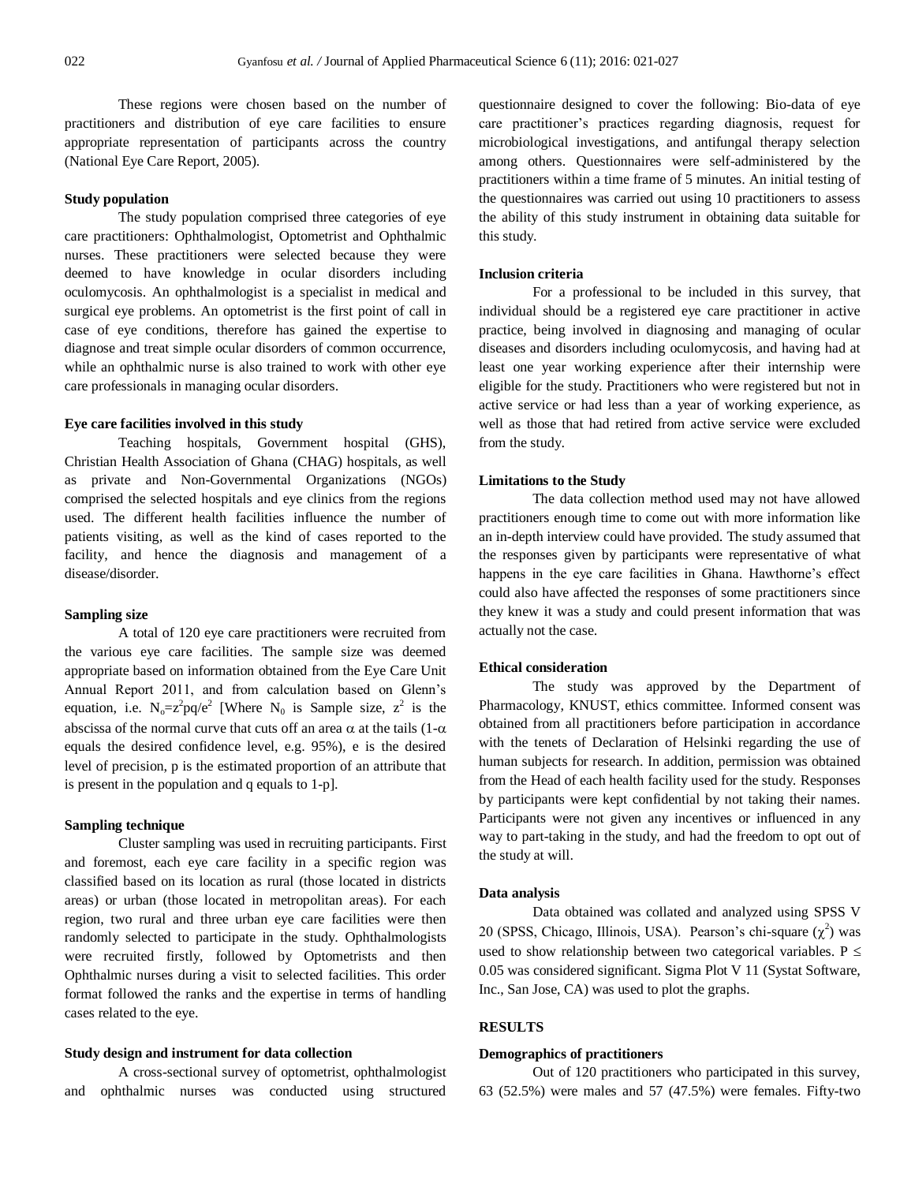These regions were chosen based on the number of practitioners and distribution of eye care facilities to ensure appropriate representation of participants across the country (National Eye Care Report, 2005).

#### Study population

The study population comprised three categories of eye care practitioners: Ophthalmologist, Optometrist and Ophthalmic nurses. These practitioners were selected because they were deemed to have knowledge in ocular disorders including oculomycosis. An ophthalmologist is a specialist in medical and surgical eye problems. An optometrist is the first point of call in case of eye conditions, therefore has gained the expertise to diagnose and treat simple ocular disorders of common occurrence, while an ophthalmic nurse is also trained to work with other eye care professionals in managing ocular disorders.

#### Eye care facilities involved in this study

Teaching hospitals, Government hospital (GHS), Christian Health Association of Ghana (CHAG) hospitals, as well as private and Non-Governmental Organizations (NGOs) comprised the selected hospitals and eye clinics from the regions used. The different health facilities influence the number of patients visiting, as well as the kind of cases reported to the facility, and hence the diagnosis and management of a disease/disorder.

#### Sampling size

A total of 120 eye care practitioners were recruited from the various eye care facilities. The sample size was deemed appropriate based on information obtained from the Eye Care Unit Annual Report 2011, and from calculation based on Glenn's equation, i.e. $N_o=z^2pq/e^2$ [Where $N_0$ is Sample size, $z^2$ is the abscissa of the normal curve that cuts off an area $\alpha$ at the tails ($1-\alpha$ equals the desired confidence level, e.g. 95%), e is the desired level of precision, p is the estimated proportion of an attribute that is present in the population and q equals to 1-p].

#### Sampling technique

Cluster sampling was used in recruiting participants. First and foremost, each eye care facility in a specific region was classified based on its location as rural (those located in districts areas) or urban (those located in metropolitan areas). For each region, two rural and three urban eye care facilities were then randomly selected to participate in the study. Ophthalmologists were recruited firstly, followed by Optometrists and then Ophthalmic nurses during a visit to selected facilities. This order format followed the ranks and the expertise in terms of handling cases related to the eye.

#### Study design and instrument for data collection

A cross-sectional survey of optometrist, ophthalmologist and ophthalmic nurses was conducted using structured questionnaire designed to cover the following: Bio-data of eye care practitioner's practices regarding diagnosis, request for microbiological investigations, and antifungal therapy selection among others. Questionnaires were self-administered by the practitioners within a time frame of 5 minutes. An initial testing of the questionnaires was carried out using 10 practitioners to assess the ability of this study instrument in obtaining data suitable for this study.

#### Inclusion criteria

For a professional to be included in this survey, that individual should be a registered eye care practitioner in active practice, being involved in diagnosing and managing of ocular diseases and disorders including oculomycosis, and having had at least one year working experience after their internship were eligible for the study. Practitioners who were registered but not in active service or had less than a year of working experience, as well as those that had retired from active service were excluded from the study.

#### Limitations to the Study

The data collection method used may not have allowed practitioners enough time to come out with more information like an in-depth interview could have provided. The study assumed that the responses given by participants were representative of what happens in the eye care facilities in Ghana. Hawthorne's effect could also have affected the responses of some practitioners since they knew it was a study and could present information that was actually not the case.

#### Ethical consideration

The study was approved by the Department of Pharmacology, KNUST, ethics committee. Informed consent was obtained from all practitioners before participation in accordance with the tenets of Declaration of Helsinki regarding the use of human subjects for research. In addition, permission was obtained from the Head of each health facility used for the study. Responses by participants were kept confidential by not taking their names. Participants were not given any incentives or influenced in any way to part-taking in the study, and had the freedom to opt out of the study at will.

#### Data analysis

Data obtained was collated and analyzed using SPSS V 20 (SPSS, Chicago, Illinois, USA). Pearson's chi-square ($\chi^2$) was used to show relationship between two categorical variables. $P \leq 0.05$ was considered significant. Sigma Plot V 11 (Systat Software, Inc., San Jose, CA) was used to plot the graphs.

## RESULTS

#### Demographics of practitioners

Out of 120 practitioners who participated in this survey, 63 (52.5%) were males and 57 (47.5%) were females. Fifty-two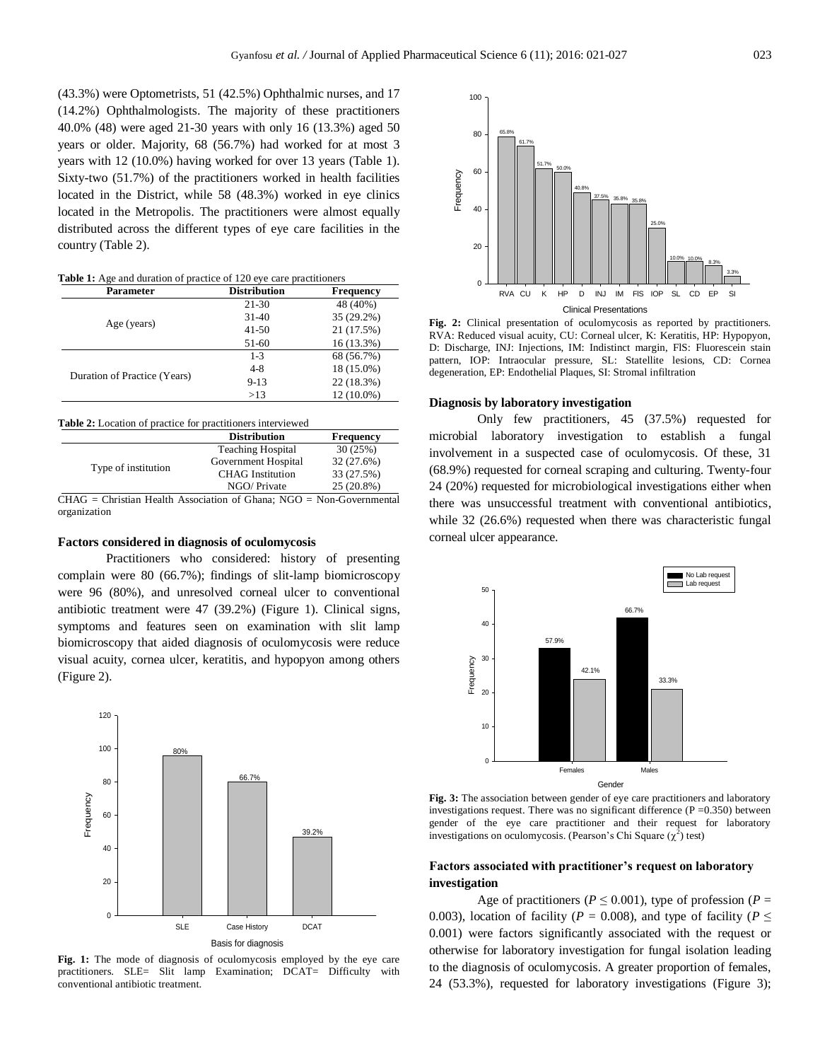(43.3%) were Optometrists, 51 (42.5%) Ophthalmic nurses, and 17 (14.2%) Ophthalmologists. The majority of these practitioners 40.0% (48) were aged 21-30 years with only 16 (13.3%) aged 50 years or older. Majority, 68 (56.7%) had worked for at most 3 years with 12 (10.0%) having worked for over 13 years (Table 1). Sixty-two (51.7%) of the practitioners worked in health facilities located in the District, while 58 (48.3%) worked in eye clinics located in the Metropolis. The practitioners were almost equally distributed across the different types of eye care facilities in the country (Table 2).

**Table 1:** Age and duration of practice of 120 eye care practitioners

| Parameter | Distribution | Frequency |
|---|---|---|
| Age (years) | 21-30 | 48 (40%) |
| | 31-40 | 35 (29.2%) |
| | 41-50 | 21 (17.5%) |
| | 51-60 | 16 (13.3%) |
| Duration of Practice (Years) | 1-3 | 68 (56.7%) |
| | 4-8 | 18 (15.0%) |
| | 9-13 | 22 (18.3%) |
| | >13 | 12 (10.0%) |

**Table 2:** Location of practice for practitioners interviewed

| | Distribution | Frequency |
|---|---|---|
| Type of institution | Teaching Hospital | 30 (25%) |
| | Government Hospital | 32 (27.6%) |
| | CHAG Institution | 33 (27.5%) |
| | NGO/ Private | 25 (20.8%) |

CHAG = Christian Health Association of Ghana; NGO = Non-Governmental organization

### Factors considered in diagnosis of oculomycosis

Practitioners who considered: history of presenting complain were 80 (66.7%); findings of slit-lamp biomicroscopy were 96 (80%), and unresolved corneal ulcer to conventional antibiotic treatment were 47 (39.2%) (Figure 1). Clinical signs, symptoms and features seen on examination with slit lamp biomicroscopy that aided diagnosis of oculomycosis were reduce visual acuity, cornea ulcer, keratitis, and hypopyon among others (Figure 2).

**Fig. 1:** The mode of diagnosis of oculomycosis employed by the eye care practitioners. SLE= Slit lamp Examination; DCAT= Difficulty with conventional antibiotic treatment.

**Fig. 2:** Clinical presentation of oculomycosis as reported by practitioners. RVA: Reduced visual acuity, CU: Corneal ulcer, K: Keratitis, HP: Hypopyon, D: Discharge, INJ: Injections, IM: Indistinct margin, FlS: Fluorescein stain pattern, IOP: Intraocular pressure, SL: Statellite lesions, CD: Cornea degeneration, EP: Endothelial Plaques, SI: Stromal infiltration

### Diagnosis by laboratory investigation

Only few practitioners, 45 (37.5%) requested for microbial laboratory investigation to establish a fungal involvement in a suspected case of oculomycosis. Of these, 31 (68.9%) requested for corneal scraping and culturing. Twenty-four 24 (20%) requested for microbiological investigations either when there was unsuccessful treatment with conventional antibiotics, while 32 (26.6%) requested when there was characteristic fungal corneal ulcer appearance.

**Fig. 3:** The association between gender of eye care practitioners and laboratory investigations request. There was no significant difference (P =0.350) between gender of the eye care practitioner and their request for laboratory investigations on oculomycosis. (Pearson's Chi Square ($\chi^2$) test)

### Factors associated with practitioner's request on laboratory investigation

Age of practitioners ($P \leq 0.001$), type of profession ($P = 0.003$), location of facility ($P = 0.008$), and type of facility ($P \leq 0.001$) were factors significantly associated with the request or otherwise for laboratory investigation for fungal isolation leading to the diagnosis of oculomycosis. A greater proportion of females, 24 (53.3%), requested for laboratory investigations (Figure 3);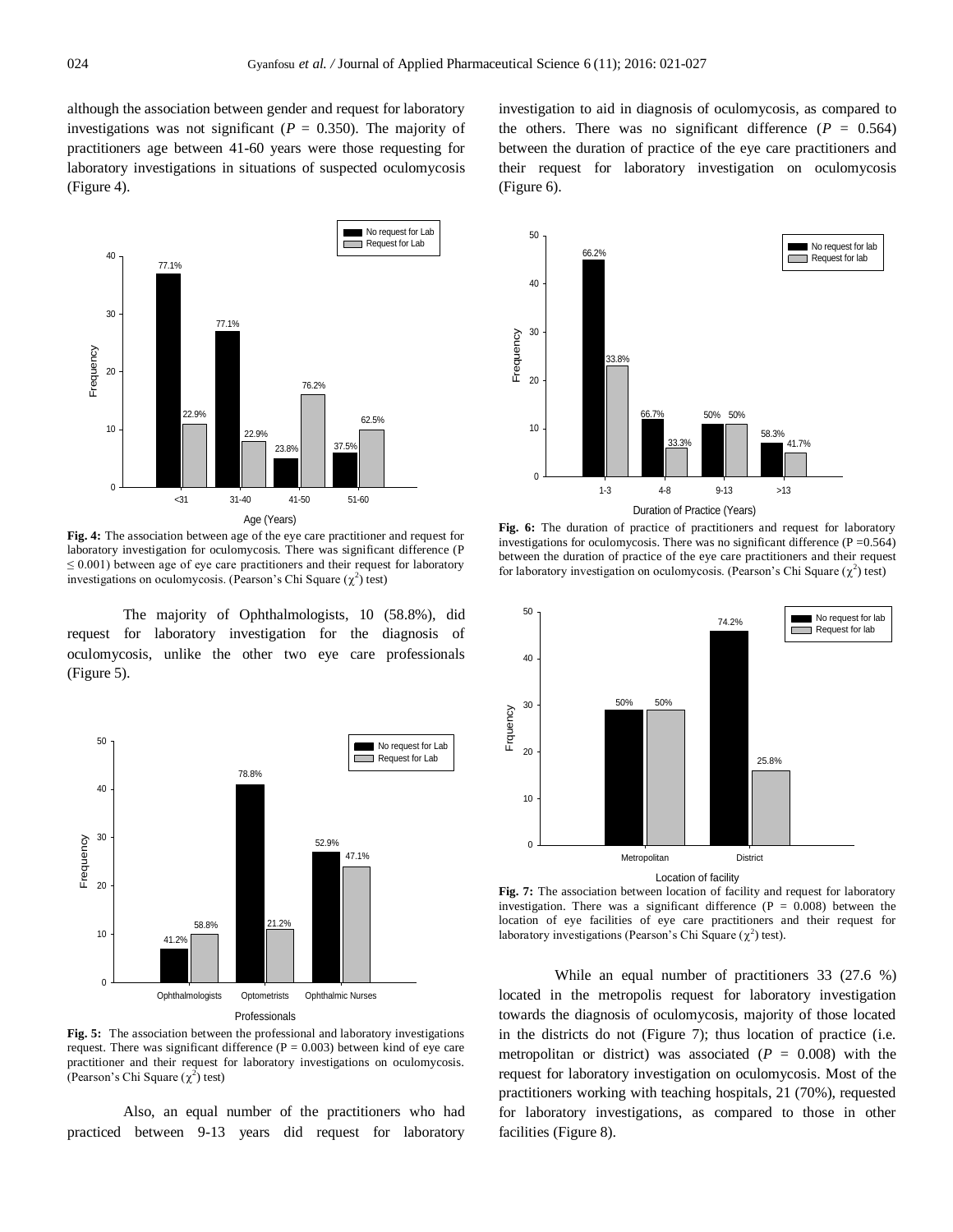although the association between gender and request for laboratory investigations was not significant ($P$ = 0.350). The majority of practitioners age between 41-60 years were those requesting for laboratory investigations in situations of suspected oculomycosis (Figure 4).

**Fig. 4:** The association between age of the eye care practitioner and request for laboratory investigation for oculomycosis. There was significant difference (P ≤ 0.001) between age of eye care practitioners and their request for laboratory investigations on oculomycosis. (Pearson's Chi Square ($\chi^2$) test)

The majority of Ophthalmologists, 10 (58.8%), did request for laboratory investigation for the diagnosis of oculomycosis, unlike the other two eye care professionals (Figure 5).

**Fig. 5:** The association between the professional and laboratory investigations request. There was significant difference (P = 0.003) between kind of eye care practitioner and their request for laboratory investigations on oculomycosis. (Pearson's Chi Square ($\chi^2$) test)

Also, an equal number of the practitioners who had practiced between 9-13 years did request for laboratory investigation to aid in diagnosis of oculomycosis, as compared to the others. There was no significant difference ($P$ = 0.564) between the duration of practice of the eye care practitioners and their request for laboratory investigation on oculomycosis (Figure 6).

**Fig. 6:** The duration of practice of practitioners and request for laboratory investigations for oculomycosis. There was no significant difference (P =0.564) between the duration of practice of the eye care practitioners and their request for laboratory investigation on oculomycosis. (Pearson's Chi Square ($\chi^2$) test)

**Fig. 7:** The association between location of facility and request for laboratory investigation. There was a significant difference (P = 0.008) between the location of eye facilities of eye care practitioners and their request for laboratory investigations (Pearson's Chi Square ($\chi^2$) test).

While an equal number of practitioners 33 (27.6 %) located in the metropolis request for laboratory investigation towards the diagnosis of oculomycosis, majority of those located in the districts do not (Figure 7); thus location of practice (i.e. metropolitan or district) was associated ($P$ = 0.008) with the request for laboratory investigation on oculomycosis. Most of the practitioners working with teaching hospitals, 21 (70%), requested for laboratory investigations, as compared to those in other facilities (Figure 8).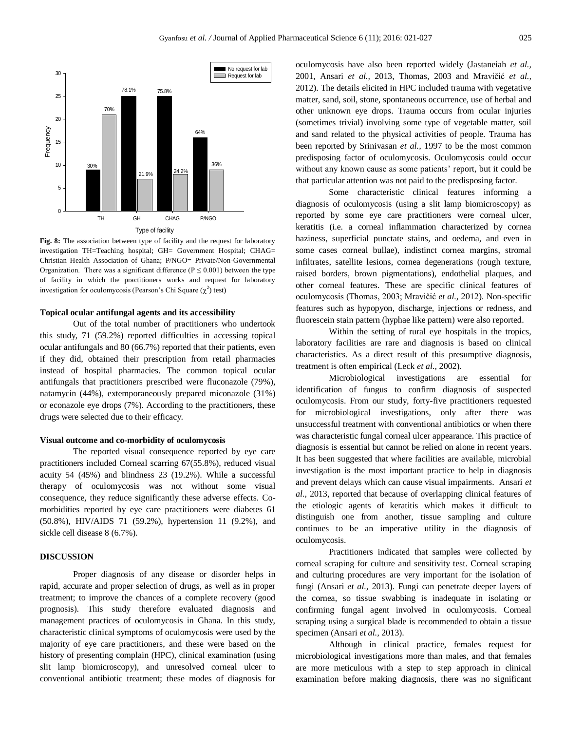**Fig. 8:** The association between type of facility and the request for laboratory investigation TH=Teaching hospital; GH= Government Hospital; CHAG= Christian Health Association of Ghana; P/NGO= Private/Non-Governmental Organization. There was a significant difference ($P \leq 0.001$) between the type of facility in which the practitioners works and request for laboratory investigation for oculomycosis (Pearson's Chi Square ($\chi^2$) test)

### Topical ocular antifungal agents and its accessibility

Out of the total number of practitioners who undertook this study, 71 (59.2%) reported difficulties in accessing topical ocular antifungals and 80 (66.7%) reported that their patients, even if they did, obtained their prescription from retail pharmacies instead of hospital pharmacies. The common topical ocular antifungals that practitioners prescribed were fluconazole (79%), natamycin (44%), extemporaneously prepared miconazole (31%) or econazole eye drops (7%). According to the practitioners, these drugs were selected due to their efficacy.

### Visual outcome and co-morbidity of oculomycosis

The reported visual consequence reported by eye care practitioners included Corneal scarring 67(55.8%), reduced visual acuity 54 (45%) and blindness 23 (19.2%). While a successful therapy of oculomycosis was not without some visual consequence, they reduce significantly these adverse effects. Co-morbidities reported by eye care practitioners were diabetes 61 (50.8%), HIV/AIDS 71 (59.2%), hypertension 11 (9.2%), and sickle cell disease 8 (6.7%).

## DISCUSSION

Proper diagnosis of any disease or disorder helps in rapid, accurate and proper selection of drugs, as well as in proper treatment; to improve the chances of a complete recovery (good prognosis). This study therefore evaluated diagnosis and management practices of oculomycosis in Ghana. In this study, characteristic clinical symptoms of oculomycosis were used by the majority of eye care practitioners, and these were based on the history of presenting complain (HPC), clinical examination (using slit lamp biomicroscopy), and unresolved corneal ulcer to conventional antibiotic treatment; these modes of diagnosis for oculomycosis have also been reported widely (Jastaneiah *et al.,* 2001, Ansari *et al.,* 2013, Thomas, 2003 and Mravičić *et al.,* 2012). The details elicited in HPC included trauma with vegetative matter, sand, soil, stone, spontaneous occurrence, use of herbal and other unknown eye drops. Trauma occurs from ocular injuries (sometimes trivial) involving some type of vegetable matter, soil and sand related to the physical activities of people. Trauma has been reported by Srinivasan *et al.,* 1997 to be the most common predisposing factor of oculomycosis. Oculomycosis could occur without any known cause as some patients' report, but it could be that particular attention was not paid to the predisposing factor.

Some characteristic clinical features informing a diagnosis of oculomycosis (using a slit lamp biomicroscopy) as reported by some eye care practitioners were corneal ulcer, keratitis (i.e. a corneal inflammation characterized by cornea haziness, superficial punctate stains, and oedema, and even in some cases corneal bullae), indistinct cornea margins, stromal infiltrates, satellite lesions, cornea degenerations (rough texture, raised borders, brown pigmentations), endothelial plaques, and other corneal features. These are specific clinical features of oculomycosis (Thomas, 2003; Mravičić *et al.,* 2012). Non-specific features such as hypopyon, discharge, injections or redness, and fluorescein stain pattern (hyphae like pattern) were also reported.

Within the setting of rural eye hospitals in the tropics, laboratory facilities are rare and diagnosis is based on clinical characteristics. As a direct result of this presumptive diagnosis, treatment is often empirical (Leck *et al.,* 2002).

Microbiological investigations are essential for identification of fungus to confirm diagnosis of suspected oculomycosis. From our study, forty-five practitioners requested for microbiological investigations, only after there was unsuccessful treatment with conventional antibiotics or when there was characteristic fungal corneal ulcer appearance. This practice of diagnosis is essential but cannot be relied on alone in recent years. It has been suggested that where facilities are available, microbial investigation is the most important practice to help in diagnosis and prevent delays which can cause visual impairments. Ansari *et al.,* 2013, reported that because of overlapping clinical features of the etiologic agents of keratitis which makes it difficult to distinguish one from another, tissue sampling and culture continues to be an imperative utility in the diagnosis of oculomycosis.

Practitioners indicated that samples were collected by corneal scraping for culture and sensitivity test. Corneal scraping and culturing procedures are very important for the isolation of fungi (Ansari *et al.,* 2013). Fungi can penetrate deeper layers of the cornea, so tissue swabbing is inadequate in isolating or confirming fungal agent involved in oculomycosis. Corneal scraping using a surgical blade is recommended to obtain a tissue specimen (Ansari *et al.,* 2013).

Although in clinical practice, females request for microbiological investigations more than males, and that females are more meticulous with a step to step approach in clinical examination before making diagnosis, there was no significant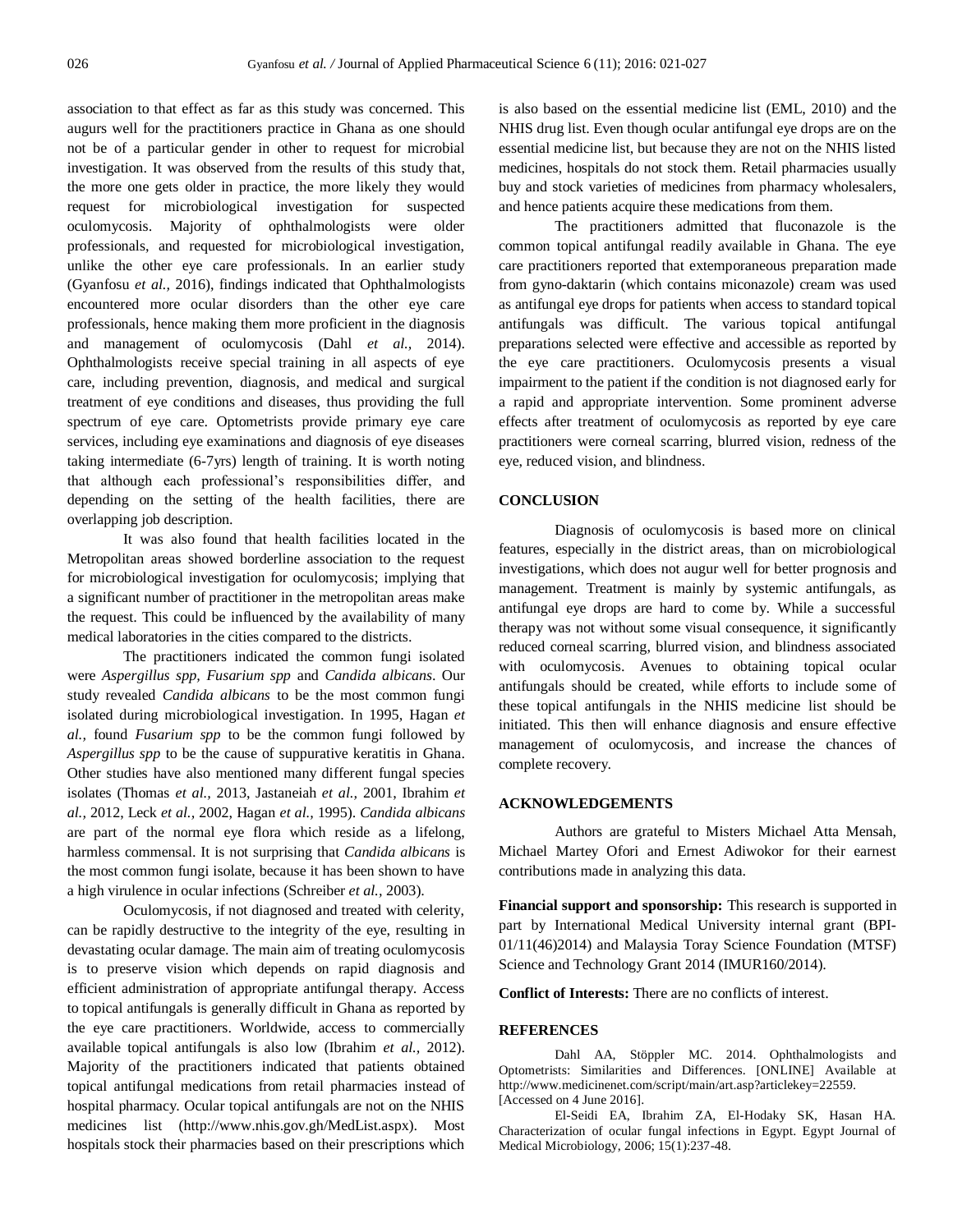association to that effect as far as this study was concerned. This augurs well for the practitioners practice in Ghana as one should not be of a particular gender in other to request for microbial investigation. It was observed from the results of this study that, the more one gets older in practice, the more likely they would request for microbiological investigation for suspected oculomycosis. Majority of ophthalmologists were older professionals, and requested for microbiological investigation, unlike the other eye care professionals. In an earlier study (Gyanfosu *et al.,* 2016), findings indicated that Ophthalmologists encountered more ocular disorders than the other eye care professionals, hence making them more proficient in the diagnosis and management of oculomycosis (Dahl *et al.,* 2014). Ophthalmologists receive special training in all aspects of eye care, including prevention, diagnosis, and medical and surgical treatment of eye conditions and diseases, thus providing the full spectrum of eye care. Optometrists provide primary eye care services, including eye examinations and diagnosis of eye diseases taking intermediate (6-7yrs) length of training. It is worth noting that although each professional's responsibilities differ, and depending on the setting of the health facilities, there are overlapping job description.

It was also found that health facilities located in the Metropolitan areas showed borderline association to the request for microbiological investigation for oculomycosis; implying that a significant number of practitioner in the metropolitan areas make the request. This could be influenced by the availability of many medical laboratories in the cities compared to the districts.

The practitioners indicated the common fungi isolated were *Aspergillus spp, Fusarium spp* and *Candida albicans*. Our study revealed *Candida albicans* to be the most common fungi isolated during microbiological investigation. In 1995, Hagan *et al.,* found *Fusarium spp* to be the common fungi followed by *Aspergillus spp* to be the cause of suppurative keratitis in Ghana. Other studies have also mentioned many different fungal species isolates (Thomas *et al.,* 2013, Jastaneiah *et al.,* 2001, Ibrahim *et al.,* 2012, Leck *et al.,* 2002, Hagan *et al.,* 1995). *Candida albicans* are part of the normal eye flora which reside as a lifelong, harmless commensal. It is not surprising that *Candida albicans* is the most common fungi isolate, because it has been shown to have a high virulence in ocular infections (Schreiber *et al.,* 2003).

Oculomycosis, if not diagnosed and treated with celerity, can be rapidly destructive to the integrity of the eye, resulting in devastating ocular damage. The main aim of treating oculomycosis is to preserve vision which depends on rapid diagnosis and efficient administration of appropriate antifungal therapy. Access to topical antifungals is generally difficult in Ghana as reported by the eye care practitioners. Worldwide, access to commercially available topical antifungals is also low (Ibrahim *et al.,* 2012). Majority of the practitioners indicated that patients obtained topical antifungal medications from retail pharmacies instead of hospital pharmacy. Ocular topical antifungals are not on the NHIS medicines list (http://www.nhis.gov.gh/MedList.aspx). Most hospitals stock their pharmacies based on their prescriptions which is also based on the essential medicine list (EML, 2010) and the NHIS drug list. Even though ocular antifungal eye drops are on the essential medicine list, but because they are not on the NHIS listed medicines, hospitals do not stock them. Retail pharmacies usually buy and stock varieties of medicines from pharmacy wholesalers, and hence patients acquire these medications from them.

The practitioners admitted that fluconazole is the common topical antifungal readily available in Ghana. The eye care practitioners reported that extemporaneous preparation made from gyno-daktarin (which contains miconazole) cream was used as antifungal eye drops for patients when access to standard topical antifungals was difficult. The various topical antifungal preparations selected were effective and accessible as reported by the eye care practitioners. Oculomycosis presents a visual impairment to the patient if the condition is not diagnosed early for a rapid and appropriate intervention. Some prominent adverse effects after treatment of oculomycosis as reported by eye care practitioners were corneal scarring, blurred vision, redness of the eye, reduced vision, and blindness.

## CONCLUSION

Diagnosis of oculomycosis is based more on clinical features, especially in the district areas, than on microbiological investigations, which does not augur well for better prognosis and management. Treatment is mainly by systemic antifungals, as antifungal eye drops are hard to come by. While a successful therapy was not without some visual consequence, it significantly reduced corneal scarring, blurred vision, and blindness associated with oculomycosis. Avenues to obtaining topical ocular antifungals should be created, while efforts to include some of these topical antifungals in the NHIS medicine list should be initiated. This then will enhance diagnosis and ensure effective management of oculomycosis, and increase the chances of complete recovery.

## ACKNOWLEDGEMENTS

Authors are grateful to Misters Michael Atta Mensah, Michael Martey Ofori and Ernest Adiwokor for their earnest contributions made in analyzing this data.

**Financial support and sponsorship:** This research is supported in part by International Medical University internal grant (BPI-01/11(46)2014) and Malaysia Toray Science Foundation (MTSF) Science and Technology Grant 2014 (IMUR160/2014).

**Conflict of Interests:** There are no conflicts of interest.

## REFERENCES

Dahl AA, Stöppler MC. 2014. Ophthalmologists and Optometrists: Similarities and Differences. [ONLINE] Available at http://www.medicinenet.com/script/main/art.asp?articlekey=22559. [Accessed on 4 June 2016].

El-Seidi EA, Ibrahim ZA, El-Hodaky SK, Hasan HA. Characterization of ocular fungal infections in Egypt. Egypt Journal of Medical Microbiology, 2006; 15(1):237-48.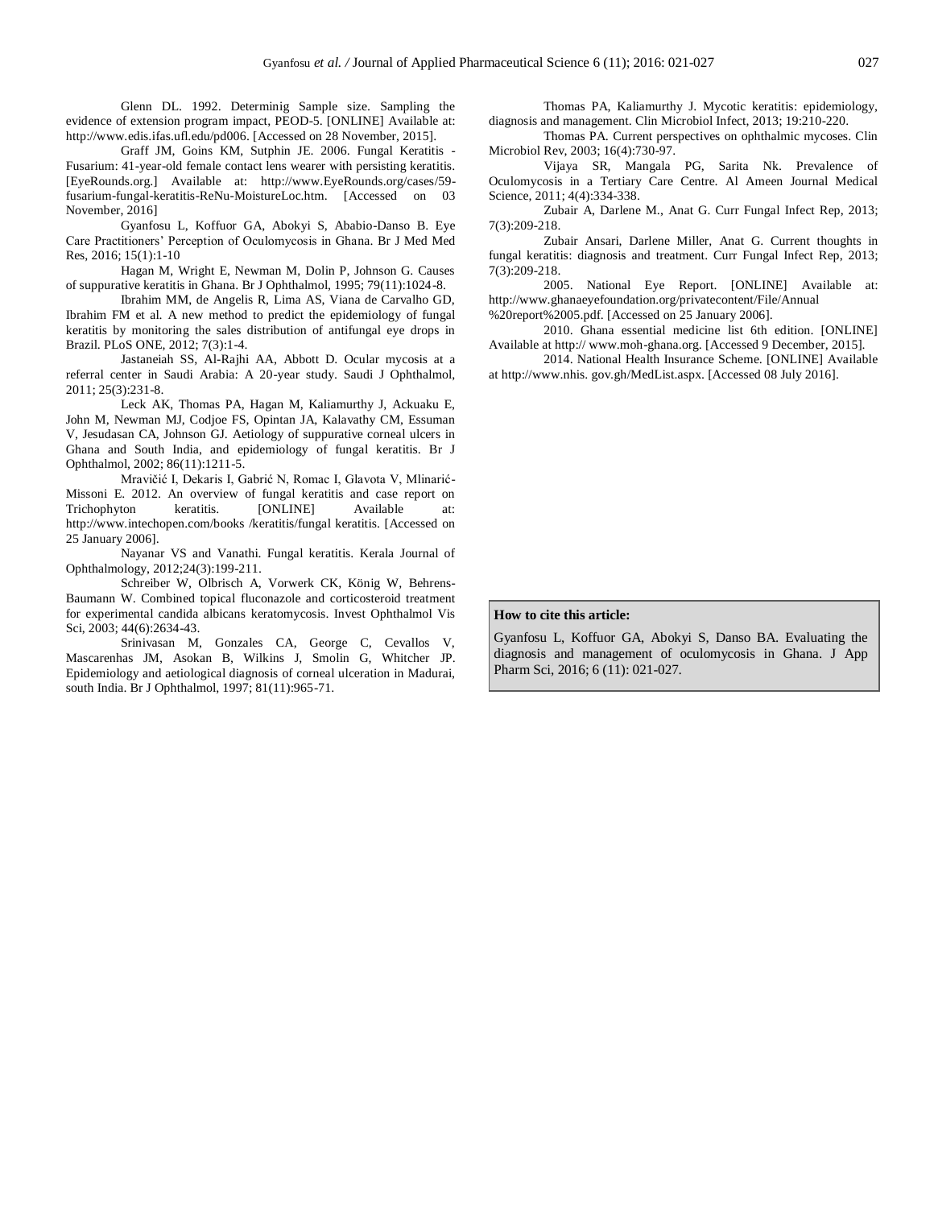Glenn DL. 1992. Determinig Sample size. Sampling the evidence of extension program impact, PEOD-5. [ONLINE] Available at: http://www.edis.ifas.ufl.edu/pd006. [Accessed on 28 November, 2015].

Graff JM, Goins KM, Sutphin JE. 2006. Fungal Keratitis - Fusarium: 41-year-old female contact lens wearer with persisting keratitis. [EyeRounds.org.] Available at: http://www.EyeRounds.org/cases/59-fusarium-fungal-keratitis-ReNu-MoistureLoc.htm. [Accessed on 03 November, 2016]

Gyanfosu L, Koffuor GA, Abokyi S, Ababio-Danso B. Eye Care Practitioners' Perception of Oculomycosis in Ghana. Br J Med Med Res, 2016; 15(1):1-10

Hagan M, Wright E, Newman M, Dolin P, Johnson G. Causes of suppurative keratitis in Ghana. Br J Ophthalmol, 1995; 79(11):1024-8.

Ibrahim MM, de Angelis R, Lima AS, Viana de Carvalho GD, Ibrahim FM et al. A new method to predict the epidemiology of fungal keratitis by monitoring the sales distribution of antifungal eye drops in Brazil. PLoS ONE, 2012; 7(3):1-4.

Jastaneiah SS, Al-Rajhi AA, Abbott D. Ocular mycosis at a referral center in Saudi Arabia: A 20-year study. Saudi J Ophthalmol, 2011; 25(3):231-8.

Leck AK, Thomas PA, Hagan M, Kaliamurthy J, Ackuaku E, John M, Newman MJ, Codjoe FS, Opintan JA, Kalavathy CM, Essuman V, Jesudasan CA, Johnson GJ. Aetiology of suppurative corneal ulcers in Ghana and South India, and epidemiology of fungal keratitis. Br J Ophthalmol, 2002; 86(11):1211-5.

Mravičić I, Dekaris I, Gabrić N, Romac I, Glavota V, Mlinarić-Missoni E. 2012. An overview of fungal keratitis and case report on Trichophyton keratitis. [ONLINE] Available at: http://www.intechopen.com/books /keratitis/fungal keratitis. [Accessed on 25 January 2006].

Nayanar VS and Vanathi. Fungal keratitis. Kerala Journal of Ophthalmology, 2012;24(3):199-211.

Schreiber W, Olbrisch A, Vorwerk CK, König W, Behrens-Baumann W. Combined topical fluconazole and corticosteroid treatment for experimental candida albicans keratomycosis. Invest Ophthalmol Vis Sci, 2003; 44(6):2634-43.

Srinivasan M, Gonzales CA, George C, Cevallos V, Mascarenhas JM, Asokan B, Wilkins J, Smolin G, Whitcher JP. Epidemiology and aetiological diagnosis of corneal ulceration in Madurai, south India. Br J Ophthalmol, 1997; 81(11):965-71.

Thomas PA, Kaliamurthy J. Mycotic keratitis: epidemiology, diagnosis and management. Clin Microbiol Infect, 2013; 19:210-220.

Thomas PA. Current perspectives on ophthalmic mycoses. Clin Microbiol Rev, 2003; 16(4):730-97.

Vijaya SR, Mangala PG, Sarita Nk. Prevalence of Oculomycosis in a Tertiary Care Centre. Al Ameen Journal Medical Science, 2011; 4(4):334-338.

Zubair A, Darlene M., Anat G. Curr Fungal Infect Rep, 2013; 7(3):209-218.

Zubair Ansari, Darlene Miller, Anat G. Current thoughts in fungal keratitis: diagnosis and treatment. Curr Fungal Infect Rep, 2013; 7(3):209-218.

2005. National Eye Report. [ONLINE] Available at: http://www.ghanaeyefoundation.org/privatecontent/File/Annual %20report%2005.pdf. [Accessed on 25 January 2006].

2010. Ghana essential medicine list 6th edition. [ONLINE] Available at http:// www.moh-ghana.org. [Accessed 9 December, 2015].

2014. National Health Insurance Scheme. [ONLINE] Available at http://www.nhis. gov.gh/MedList.aspx. [Accessed 08 July 2016].

**How to cite this article:**

Gyanfosu L, Koffuor GA, Abokyi S, Danso BA. Evaluating the diagnosis and management of oculomycosis in Ghana. J App Pharm Sci, 2016; 6 (11): 021-027.